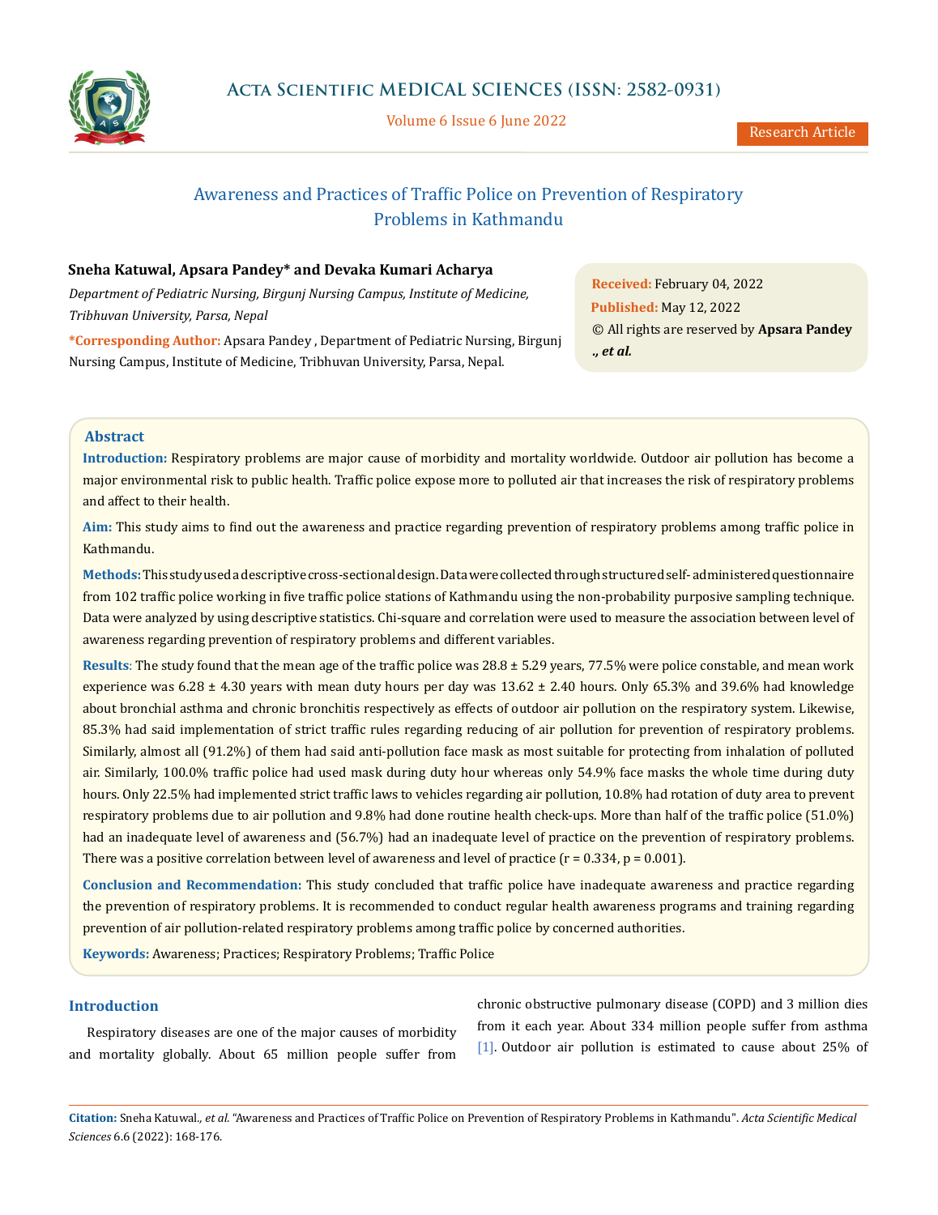# Awareness and Practices of Traffic Police on Prevention of Respiratory Problems in Kathmandu

**Sneha Katuwal, Apsara Pandey\* and Devaka Kumari Acharya**

*Department of Pediatric Nursing, Birgunj Nursing Campus, Institute of Medicine, Tribhuvan University, Parsa, Nepal*

**\*Corresponding Author:** Apsara Pandey , Department of Pediatric Nursing, Birgunj Nursing Campus, Institute of Medicine, Tribhuvan University, Parsa, Nepal.

**Received:** February 04, 2022
**Published:** May 12, 2022
© All rights are reserved by **Apsara Pandey *., et al.***

Research Article

## Abstract

**Introduction:** Respiratory problems are major cause of morbidity and mortality worldwide. Outdoor air pollution has become a major environmental risk to public health. Traffic police expose more to polluted air that increases the risk of respiratory problems and affect to their health.

**Aim:** This study aims to find out the awareness and practice regarding prevention of respiratory problems among traffic police in Kathmandu.

**Methods:** This study used a descriptive cross-sectional design. Data were collected through structured self- administered questionnaire from 102 traffic police working in five traffic police stations of Kathmandu using the non-probability purposive sampling technique. Data were analyzed by using descriptive statistics. Chi-square and correlation were used to measure the association between level of awareness regarding prevention of respiratory problems and different variables.

**Results**: The study found that the mean age of the traffic police was 28.8 ± 5.29 years, 77.5% were police constable, and mean work experience was 6.28 ± 4.30 years with mean duty hours per day was 13.62 ± 2.40 hours. Only 65.3% and 39.6% had knowledge about bronchial asthma and chronic bronchitis respectively as effects of outdoor air pollution on the respiratory system. Likewise, 85.3% had said implementation of strict traffic rules regarding reducing of air pollution for prevention of respiratory problems. Similarly, almost all (91.2%) of them had said anti-pollution face mask as most suitable for protecting from inhalation of polluted air. Similarly, 100.0% traffic police had used mask during duty hour whereas only 54.9% face masks the whole time during duty hours. Only 22.5% had implemented strict traffic laws to vehicles regarding air pollution, 10.8% had rotation of duty area to prevent respiratory problems due to air pollution and 9.8% had done routine health check-ups. More than half of the traffic police (51.0%) had an inadequate level of awareness and (56.7%) had an inadequate level of practice on the prevention of respiratory problems. There was a positive correlation between level of awareness and level of practice (r = 0.334, p = 0.001).

**Conclusion and Recommendation:** This study concluded that traffic police have inadequate awareness and practice regarding the prevention of respiratory problems. It is recommended to conduct regular health awareness programs and training regarding prevention of air pollution-related respiratory problems among traffic police by concerned authorities.

**Keywords:** Awareness; Practices; Respiratory Problems; Traffic Police

## Introduction

Respiratory diseases are one of the major causes of morbidity and mortality globally. About 65 million people suffer from chronic obstructive pulmonary disease (COPD) and 3 million dies from it each year. About 334 million people suffer from asthma [1]. Outdoor air pollution is estimated to cause about 25% of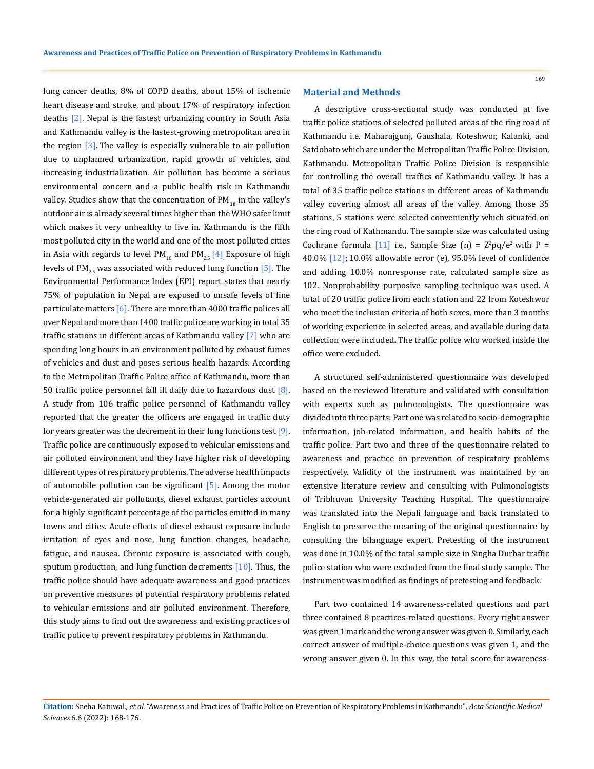lung cancer deaths, 8% of COPD deaths, about 15% of ischemic heart disease and stroke, and about 17% of respiratory infection deaths [2]. Nepal is the fastest urbanizing country in South Asia and Kathmandu valley is the fastest-growing metropolitan area in the region [3]. The valley is especially vulnerable to air pollution due to unplanned urbanization, rapid growth of vehicles, and increasing industrialization. Air pollution has become a serious environmental concern and a public health risk in Kathmandu valley. Studies show that the concentration of $PM_{10}$ in the valley's outdoor air is already several times higher than the WHO safer limit which makes it very unhealthy to live in. Kathmandu is the fifth most polluted city in the world and one of the most polluted cities in Asia with regards to level $PM_{10}$ and $PM_{2.5}$ [4]. Exposure of high levels of $PM_{2.5}$ was associated with reduced lung function [5]. The Environmental Performance Index (EPI) report states that nearly 75% of population in Nepal are exposed to unsafe levels of fine particulate matters [6]. There are more than 4000 traffic polices all over Nepal and more than 1400 traffic police are working in total 35 traffic stations in different areas of Kathmandu valley [7] who are spending long hours in an environment polluted by exhaust fumes of vehicles and dust and poses serious health hazards. According to the Metropolitan Traffic Police office of Kathmandu, more than 50 traffic police personnel fall ill daily due to hazardous dust [8]. A study from 106 traffic police personnel of Kathmandu valley reported that the greater the officers are engaged in traffic duty for years greater was the decrement in their lung functions test [9]. Traffic police are continuously exposed to vehicular emissions and air polluted environment and they have higher risk of developing different types of respiratory problems. The adverse health impacts of automobile pollution can be significant [5]. Among the motor vehicle-generated air pollutants, diesel exhaust particles account for a highly significant percentage of the particles emitted in many towns and cities. Acute effects of diesel exhaust exposure include irritation of eyes and nose, lung function changes, headache, fatigue, and nausea. Chronic exposure is associated with cough, sputum production, and lung function decrements [10]. Thus, the traffic police should have adequate awareness and good practices on preventive measures of potential respiratory problems related to vehicular emissions and air polluted environment. Therefore, this study aims to find out the awareness and existing practices of traffic police to prevent respiratory problems in Kathmandu.

## Material and Methods

A descriptive cross-sectional study was conducted at five traffic police stations of selected polluted areas of the ring road of Kathmandu i.e. Maharajgunj, Gaushala, Koteshwor, Kalanki, and Satdobato which are under the Metropolitan Traffic Police Division, Kathmandu. Metropolitan Traffic Police Division is responsible for controlling the overall traffics of Kathmandu valley. It has a total of 35 traffic police stations in different areas of Kathmandu valley covering almost all areas of the valley. Among those 35 stations, 5 stations were selected conveniently which situated on the ring road of Kathmandu. The sample size was calculated using Cochrane formula [11] i.e., Sample Size (n) = $Z^2pq/e^2$ with P = 40.0% [12]; 10.0% allowable error (e), 95.0% level of confidence and adding 10.0% nonresponse rate, calculated sample size as 102. Nonprobability purposive sampling technique was used. A total of 20 traffic police from each station and 22 from Koteshwor who meet the inclusion criteria of both sexes, more than 3 months of working experience in selected areas, and available during data collection were included**.** The traffic police who worked inside the office were excluded.

A structured self-administered questionnaire was developed based on the reviewed literature and validated with consultation with experts such as pulmonologists. The questionnaire was divided into three parts: Part one was related to socio-demographic information, job-related information, and health habits of the traffic police. Part two and three of the questionnaire related to awareness and practice on prevention of respiratory problems respectively. Validity of the instrument was maintained by an extensive literature review and consulting with Pulmonologists of Tribhuvan University Teaching Hospital. The questionnaire was translated into the Nepali language and back translated to English to preserve the meaning of the original questionnaire by consulting the bilanguage expert. Pretesting of the instrument was done in 10.0% of the total sample size in Singha Durbar traffic police station who were excluded from the final study sample. The instrument was modified as findings of pretesting and feedback.

Part two contained 14 awareness-related questions and part three contained 8 practices-related questions. Every right answer was given 1 mark and the wrong answer was given 0. Similarly, each correct answer of multiple-choice questions was given 1, and the wrong answer given 0. In this way, the total score for awareness-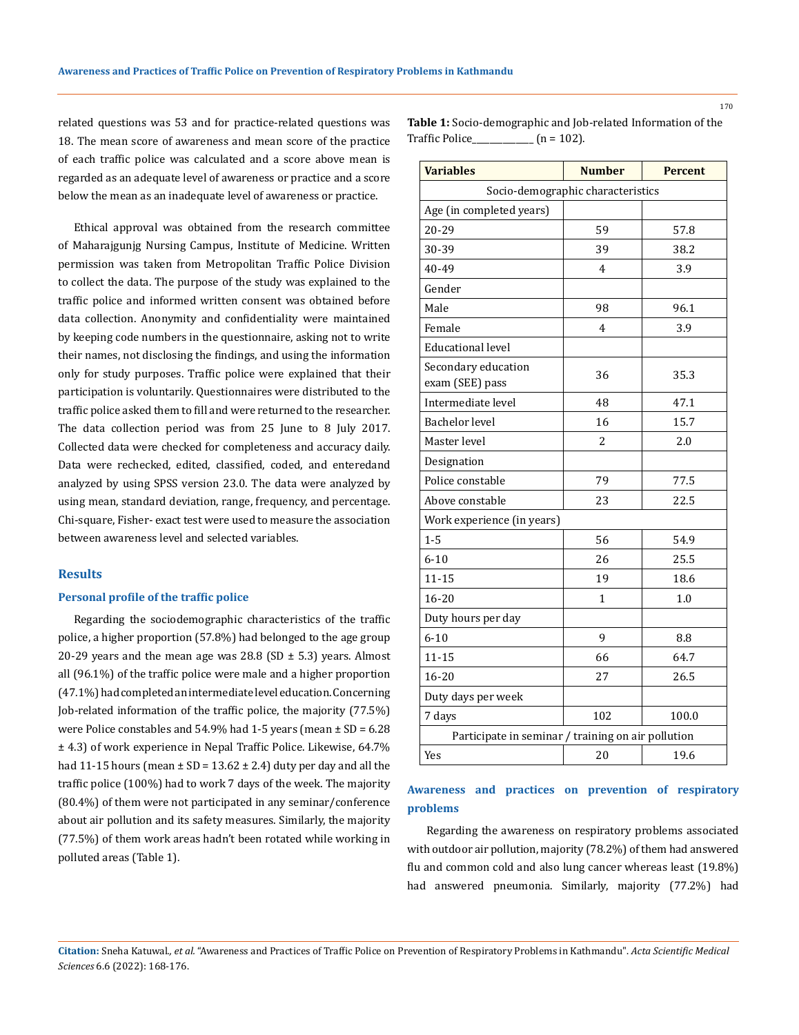related questions was 53 and for practice-related questions was 18. The mean score of awareness and mean score of the practice of each traffic police was calculated and a score above mean is regarded as an adequate level of awareness or practice and a score below the mean as an inadequate level of awareness or practice.

Ethical approval was obtained from the research committee of Maharajgunjg Nursing Campus, Institute of Medicine. Written permission was taken from Metropolitan Traffic Police Division to collect the data. The purpose of the study was explained to the traffic police and informed written consent was obtained before data collection. Anonymity and confidentiality were maintained by keeping code numbers in the questionnaire, asking not to write their names, not disclosing the findings, and using the information only for study purposes. Traffic police were explained that their participation is voluntarily. Questionnaires were distributed to the traffic police asked them to fill and were returned to the researcher. The data collection period was from 25 June to 8 July 2017. Collected data were checked for completeness and accuracy daily. Data were rechecked, edited, classified, coded, and enteredand analyzed by using SPSS version 23.0. The data were analyzed by using mean, standard deviation, range, frequency, and percentage. Chi-square, Fisher- exact test were used to measure the association between awareness level and selected variables.

## Results

### Personal profile of the traffic police

Regarding the sociodemographic characteristics of the traffic police, a higher proportion (57.8%) had belonged to the age group 20-29 years and the mean age was 28.8 (SD ± 5.3) years. Almost all (96.1%) of the traffic police were male and a higher proportion (47.1%) had completed an intermediate level education. Concerning Job-related information of the traffic police, the majority (77.5%) were Police constables and 54.9% had 1-5 years (mean ± SD = 6.28 ± 4.3) of work experience in Nepal Traffic Police. Likewise, 64.7% had 11-15 hours (mean ± SD = 13.62 ± 2.4) duty per day and all the traffic police (100%) had to work 7 days of the week. The majority (80.4%) of them were not participated in any seminar/conference about air pollution and its safety measures. Similarly, the majority (77.5%) of them work areas hadn't been rotated while working in polluted areas (Table 1).

**Table 1:** Socio-demographic and Job-related Information of the Traffic Police_____________ (n = 102).

| Variables | Number | Percent |
|---|---|---|
| Socio-demographic characteristics | | |
| Age (in completed years) | | |
| 20-29 | 59 | 57.8 |
| 30-39 | 39 | 38.2 |
| 40-49 | 4 | 3.9 |
| Gender | | |
| Male | 98 | 96.1 |
| Female | 4 | 3.9 |
| Educational level | | |
| Secondary education exam (SEE) pass | 36 | 35.3 |
| Intermediate level | 48 | 47.1 |
| Bachelor level | 16 | 15.7 |
| Master level | 2 | 2.0 |
| Designation | | |
| Police constable | 79 | 77.5 |
| Above constable | 23 | 22.5 |
| Work experience (in years) | | |
| 1-5 | 56 | 54.9 |
| 6-10 | 26 | 25.5 |
| 11-15 | 19 | 18.6 |
| 16-20 | 1 | 1.0 |
| Duty hours per day | | |
| 6-10 | 9 | 8.8 |
| 11-15 | 66 | 64.7 |
| 16-20 | 27 | 26.5 |
| Duty days per week | | |
| 7 days | 102 | 100.0 |
| Participate in seminar / training on air pollution | | |
| Yes | 20 | 19.6 |

### Awareness and practices on prevention of respiratory problems

Regarding the awareness on respiratory problems associated with outdoor air pollution, majority (78.2%) of them had answered flu and common cold and also lung cancer whereas least (19.8%) had answered pneumonia. Similarly, majority (77.2%) had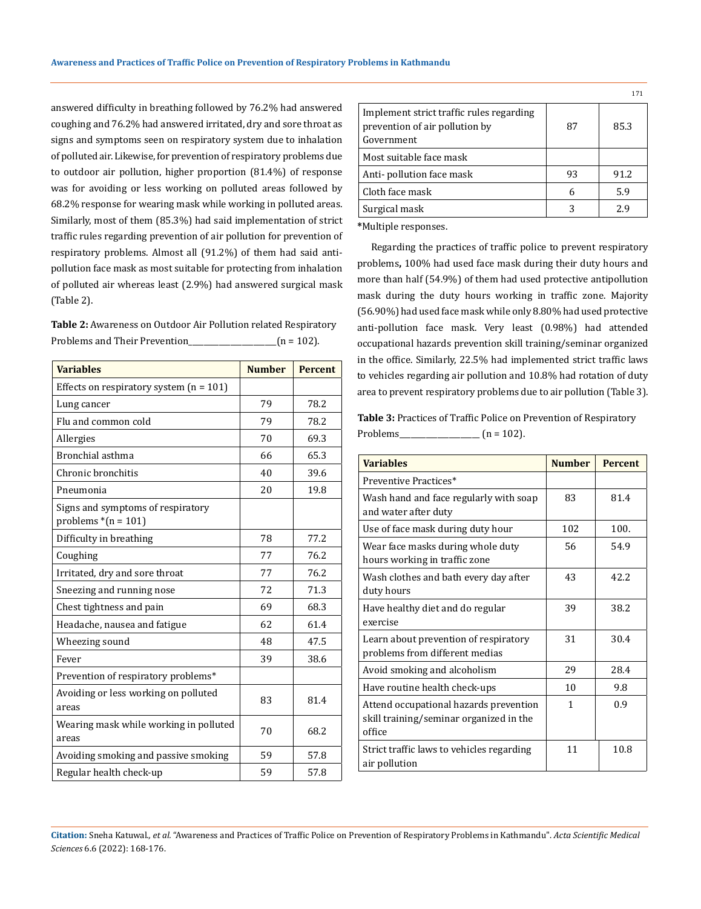answered difficulty in breathing followed by 76.2% had answered coughing and 76.2% had answered irritated, dry and sore throat as signs and symptoms seen on respiratory system due to inhalation of polluted air. Likewise, for prevention of respiratory problems due to outdoor air pollution, higher proportion (81.4%) of response was for avoiding or less working on polluted areas followed by 68.2% response for wearing mask while working in polluted areas. Similarly, most of them (85.3%) had said implementation of strict traffic rules regarding prevention of air pollution for prevention of respiratory problems. Almost all (91.2%) of them had said anti-pollution face mask as most suitable for protecting from inhalation of polluted air whereas least (2.9%) had answered surgical mask (Table 2).

**Table 2:** Awareness on Outdoor Air Pollution related Respiratory Problems and Their Prevention____________________(n = 102).

| Variables | Number | Percent |
|---|---|---|
| Effects on respiratory system (n = 101) | | |
| Lung cancer | 79 | 78.2 |
| Flu and common cold | 79 | 78.2 |
| Allergies | 70 | 69.3 |
| Bronchial asthma | 66 | 65.3 |
| Chronic bronchitis | 40 | 39.6 |
| Pneumonia | 20 | 19.8 |
| Signs and symptoms of respiratory problems *(n = 101) | | |
| Difficulty in breathing | 78 | 77.2 |
| Coughing | 77 | 76.2 |
| Irritated, dry and sore throat | 77 | 76.2 |
| Sneezing and running nose | 72 | 71.3 |
| Chest tightness and pain | 69 | 68.3 |
| Headache, nausea and fatigue | 62 | 61.4 |
| Wheezing sound | 48 | 47.5 |
| Fever | 39 | 38.6 |
| Prevention of respiratory problems* | | |
| Avoiding or less working on polluted areas | 83 | 81.4 |
| Wearing mask while working in polluted areas | 70 | 68.2 |
| Avoiding smoking and passive smoking | 59 | 57.8 |
| Regular health check-up | 59 | 57.8 |
| Implement strict traffic rules regarding prevention of air pollution by Government | 87 | 85.3 |
| Most suitable face mask | | |
| Anti- pollution face mask | 93 | 91.2 |
| Cloth face mask | 6 | 5.9 |
| Surgical mask | 3 | 2.9 |

*Multiple responses.

Regarding the practices of traffic police to prevent respiratory problems**,** 100% had used face mask during their duty hours and more than half (54.9%) of them had used protective antipollution mask during the duty hours working in traffic zone. Majority (56.90%) had used face mask while only 8.80% had used protective anti-pollution face mask. Very least (0.98%) had attended occupational hazards prevention skill training/seminar organized in the office. Similarly, 22.5% had implemented strict traffic laws to vehicles regarding air pollution and 10.8% had rotation of duty area to prevent respiratory problems due to air pollution (Table 3).

**Table 3:** Practices of Traffic Police on Prevention of Respiratory Problems__________________ (n = 102).

| Variables | Number | Percent |
|---|---|---|
| Preventive Practices* | | |
| Wash hand and face regularly with soap and water after duty | 83 | 81.4 |
| Use of face mask during duty hour | 102 | 100. |
| Wear face masks during whole duty hours working in traffic zone | 56 | 54.9 |
| Wash clothes and bath every day after duty hours | 43 | 42.2 |
| Have healthy diet and do regular exercise | 39 | 38.2 |
| Learn about prevention of respiratory problems from different medias | 31 | 30.4 |
| Avoid smoking and alcoholism | 29 | 28.4 |
| Have routine health check-ups | 10 | 9.8 |
| Attend occupational hazards prevention skill training/seminar organized in the office | 1 | 0.9 |
| Strict traffic laws to vehicles regarding air pollution | 11 | 10.8 |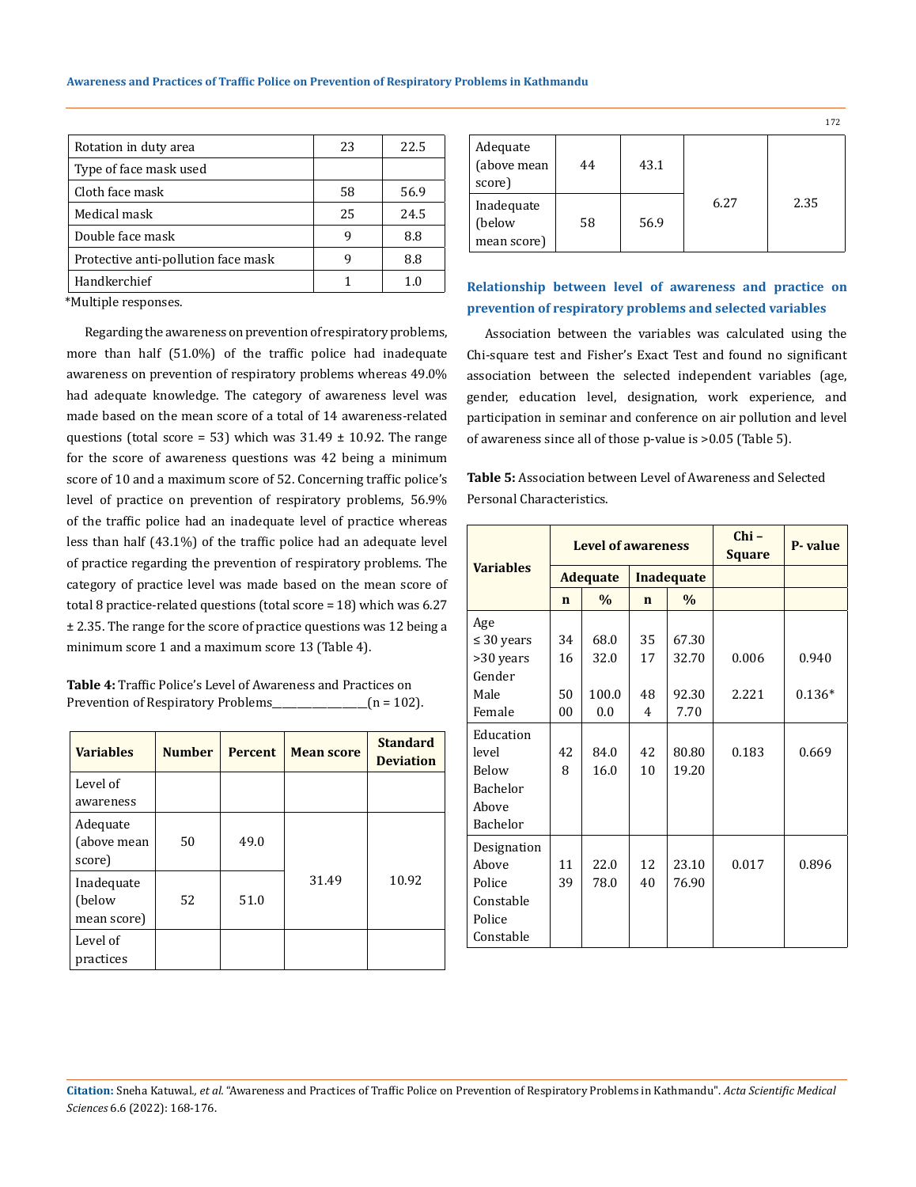| Rotation in duty area | 23 | 22.5 |
|---|---|---|
| Type of face mask used | | |
| Cloth face mask | 58 | 56.9 |
| Medical mask | 25 | 24.5 |
| Double face mask | 9 | 8.8 |
| Protective anti-pollution face mask | 9 | 8.8 |
| Handkerchief | 1 | 1.0 |

*Multiple responses.

Regarding the awareness on prevention of respiratory problems, more than half (51.0%) of the traffic police had inadequate awareness on prevention of respiratory problems whereas 49.0% had adequate knowledge. The category of awareness level was made based on the mean score of a total of 14 awareness-related questions (total score = 53) which was 31.49 ± 10.92. The range for the score of awareness questions was 42 being a minimum score of 10 and a maximum score of 52. Concerning traffic police's level of practice on prevention of respiratory problems, 56.9% of the traffic police had an inadequate level of practice whereas less than half (43.1%) of the traffic police had an adequate level of practice regarding the prevention of respiratory problems. The category of practice level was made based on the mean score of total 8 practice-related questions (total score = 18) which was 6.27 ± 2.35. The range for the score of practice questions was 12 being a minimum score 1 and a maximum score 13 (Table 4).

**Table 4:** Traffic Police's Level of Awareness and Practices on Prevention of Respiratory Problems________________(n = 102).

| Variables | Number | Percent | Mean score | Standard Deviation |
|---|---|---|---|---|
| Level of awareness | | | | |
| Adequate (above mean score) | 50 | 49.0 | 31.49 | 10.92 |
| Inadequate (below mean score) | 52 | 51.0 | | |
| Level of practices | | | | |
| Adequate (above mean score) | 44 | 43.1 | 6.27 | 2.35 |
| Inadequate (below mean score) | 58 | 56.9 | | |

### Relationship between level of awareness and practice on prevention of respiratory problems and selected variables

Association between the variables was calculated using the Chi-square test and Fisher's Exact Test and found no significant association between the selected independent variables (age, gender, education level, designation, work experience, and participation in seminar and conference on air pollution and level of awareness since all of those p-value is >0.05 (Table 5).

**Table 5:** Association between Level of Awareness and Selected Personal Characteristics.

| Variables | Level of awareness | | | | Chi – Square | P- value |
|---|---|---|---|---|---|---|
| | Adequate | | Inadequate | | | |
| | n | % | n | % | | |
| Age | | | | | | |
| ≤ 30 years | 34 | 68.0 | 35 | 67.30 | 0.006 | 0.940 |
| >30 years | 16 | 32.0 | 17 | 32.70 | | |
| Gender | | | | | | |
| Male | 50 | 100.0 | 48 | 92.30 | 2.221 | 0.136* |
| Female | 00 | 0.0 | 4 | 7.70 | | |
| Education level | | | | | | |
| Below Bachelor | 42 | 84.0 | 42 | 80.80 | 0.183 | 0.669 |
| Above Bachelor | 8 | 16.0 | 10 | 19.20 | | |
| Designation | | | | | | |
| Above Police Constable | 11 | 22.0 | 12 | 23.10 | 0.017 | 0.896 |
| Police Constable | 39 | 78.0 | 40 | 76.90 | | |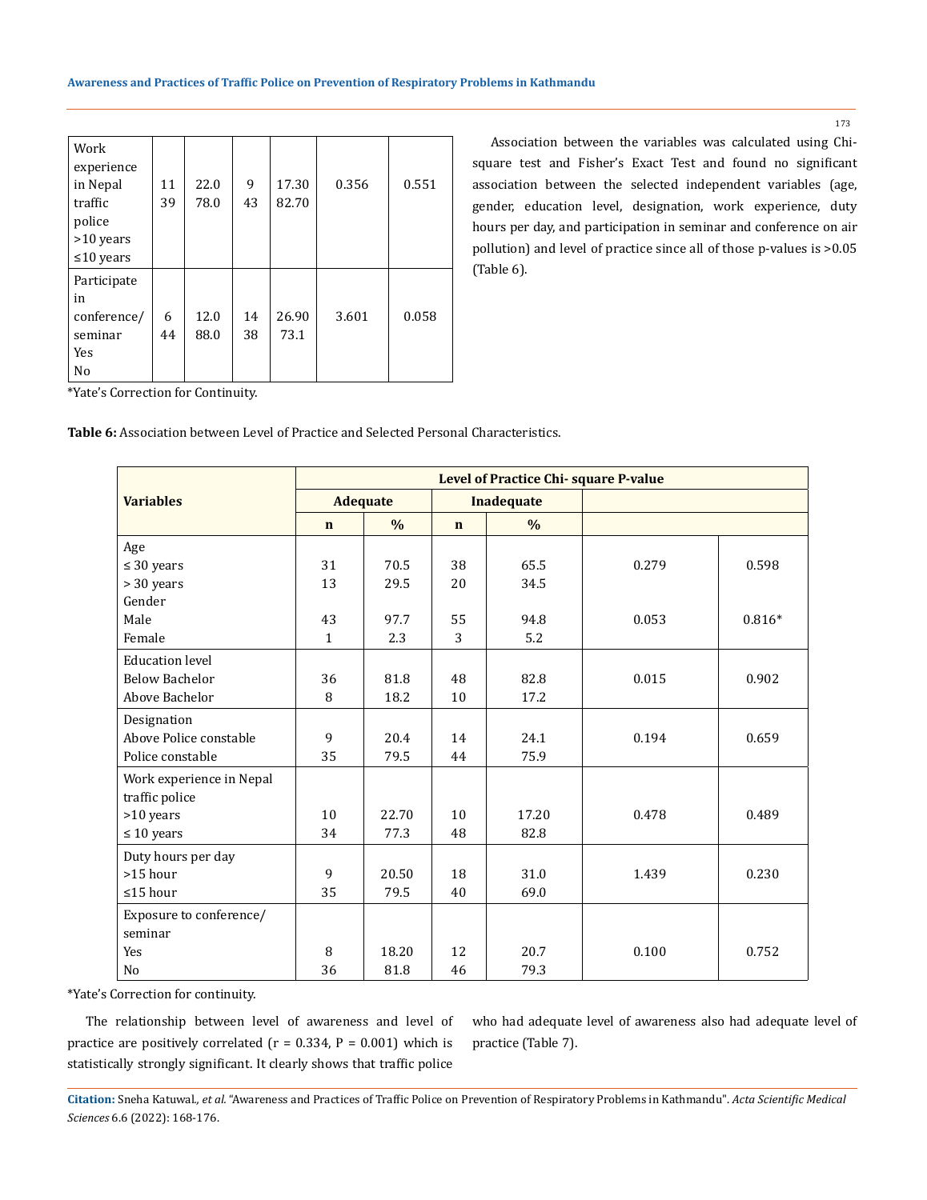| Work experience in Nepal traffic police >10 years ≤10 years | 11<br>39 | 22.0<br>78.0 | 9<br>43 | 17.30<br>82.70 | 0.356 | 0.551 |
|---|---|---|---|---|---|---|
| Participate in conference/ seminar Yes No | 6<br>44 | 12.0<br>88.0 | 14<br>38 | 26.90<br>73.1 | 3.601 | 0.058 |

*Yate's Correction for Continuity.

Association between the variables was calculated using Chi-square test and Fisher's Exact Test and found no significant association between the selected independent variables (age, gender, education level, designation, work experience, duty hours per day, and participation in seminar and conference on air pollution) and level of practice since all of those p-values is >0.05 (Table 6).

**Table 6:** Association between Level of Practice and Selected Personal Characteristics.

| Variables | Level of Practice Chi- square P-value | | | | | |
|---|---|---|---|---|---|---|
| | Adequate | | Inadequate | | | |
| | n | % | n | % | | |
| Age | | | | | | |
| ≤ 30 years | 31 | 70.5 | 38 | 65.5 | 0.279 | 0.598 |
| > 30 years | 13 | 29.5 | 20 | 34.5 | | |
| Gender | | | | | | |
| Male | 43 | 97.7 | 55 | 94.8 | 0.053 | 0.816* |
| Female | 1 | 2.3 | 3 | 5.2 | | |
| Education level | | | | | | |
| Below Bachelor | 36 | 81.8 | 48 | 82.8 | 0.015 | 0.902 |
| Above Bachelor | 8 | 18.2 | 10 | 17.2 | | |
| Designation | | | | | | |
| Above Police constable | 9 | 20.4 | 14 | 24.1 | 0.194 | 0.659 |
| Police constable | 35 | 79.5 | 44 | 75.9 | | |
| Work experience in Nepal traffic police | | | | | | |
| >10 years | 10 | 22.70 | 10 | 17.20 | 0.478 | 0.489 |
| ≤ 10 years | 34 | 77.3 | 48 | 82.8 | | |
| Duty hours per day | | | | | | |
| >15 hour | 9 | 20.50 | 18 | 31.0 | 1.439 | 0.230 |
| ≤15 hour | 35 | 79.5 | 40 | 69.0 | | |
| Exposure to conference/ seminar | | | | | | |
| Yes | 8 | 18.20 | 12 | 20.7 | 0.100 | 0.752 |
| No | 36 | 81.8 | 46 | 79.3 | | |

*Yate's Correction for continuity.

The relationship between level of awareness and level of practice are positively correlated ($r = 0.334$, $P = 0.001$) which is statistically strongly significant. It clearly shows that traffic police who had adequate level of awareness also had adequate level of practice (Table 7).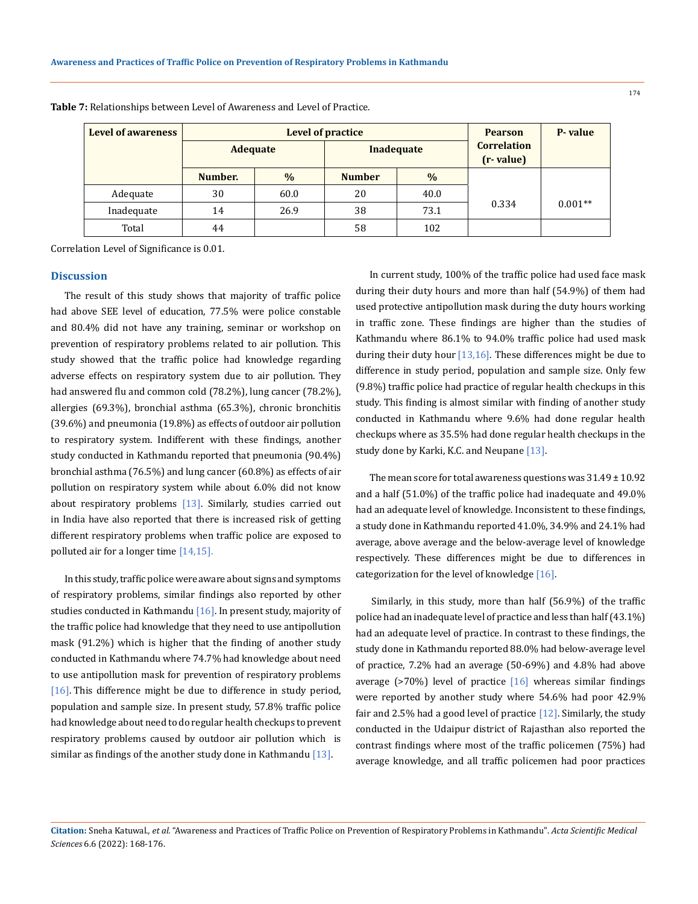**Table 7:** Relationships between Level of Awareness and Level of Practice.

| Level of awareness | Level of practice | | | | Pearson Correlation (r- value) | P- value |
|---|---|---|---|---|---|---|
| | Adequate | | Inadequate | | | |
| | Number. | % | Number | % | | |
| Adequate | 30 | 60.0 | 20 | 40.0 | 0.334 | 0.001** |
| Inadequate | 14 | 26.9 | 38 | 73.1 | | |
| Total | 44 | | 58 | 102 | | |

Correlation Level of Significance is 0.01.

## Discussion

The result of this study shows that majority of traffic police had above SEE level of education, 77.5% were police constable and 80.4% did not have any training, seminar or workshop on prevention of respiratory problems related to air pollution. This study showed that the traffic police had knowledge regarding adverse effects on respiratory system due to air pollution. They had answered flu and common cold (78.2%), lung cancer (78.2%), allergies (69.3%), bronchial asthma (65.3%), chronic bronchitis (39.6%) and pneumonia (19.8%) as effects of outdoor air pollution to respiratory system. Indifferent with these findings, another study conducted in Kathmandu reported that pneumonia (90.4%) bronchial asthma (76.5%) and lung cancer (60.8%) as effects of air pollution on respiratory system while about 6.0% did not know about respiratory problems [13]. Similarly, studies carried out in India have also reported that there is increased risk of getting different respiratory problems when traffic police are exposed to polluted air for a longer time [14,15].

In this study, traffic police were aware about signs and symptoms of respiratory problems, similar findings also reported by other studies conducted in Kathmandu [16]. In present study, majority of the traffic police had knowledge that they need to use antipollution mask (91.2%) which is higher that the finding of another study conducted in Kathmandu where 74.7% had knowledge about need to use antipollution mask for prevention of respiratory problems [16]. This difference might be due to difference in study period, population and sample size. In present study, 57.8% traffic police had knowledge about need to do regular health checkups to prevent respiratory problems caused by outdoor air pollution which is similar as findings of the another study done in Kathmandu [13].

In current study, 100% of the traffic police had used face mask during their duty hours and more than half (54.9%) of them had used protective antipollution mask during the duty hours working in traffic zone. These findings are higher than the studies of Kathmandu where 86.1% to 94.0% traffic police had used mask during their duty hour [13,16]. These differences might be due to difference in study period, population and sample size. Only few (9.8%) traffic police had practice of regular health checkups in this study. This finding is almost similar with finding of another study conducted in Kathmandu where 9.6% had done regular health checkups where as 35.5% had done regular health checkups in the study done by Karki, K.C. and Neupane [13].

The mean score for total awareness questions was 31.49 ± 10.92 and a half (51.0%) of the traffic police had inadequate and 49.0% had an adequate level of knowledge. Inconsistent to these findings, a study done in Kathmandu reported 41.0%, 34.9% and 24.1% had average, above average and the below-average level of knowledge respectively. These differences might be due to differences in categorization for the level of knowledge [16].

Similarly, in this study, more than half (56.9%) of the traffic police had an inadequate level of practice and less than half (43.1%) had an adequate level of practice. In contrast to these findings, the study done in Kathmandu reported 88.0% had below-average level of practice, 7.2% had an average (50-69%) and 4.8% had above average (>70%) level of practice [16] whereas similar findings were reported by another study where 54.6% had poor 42.9% fair and 2.5% had a good level of practice [12]. Similarly, the study conducted in the Udaipur district of Rajasthan also reported the contrast findings where most of the traffic policemen (75%) had average knowledge, and all traffic policemen had poor practices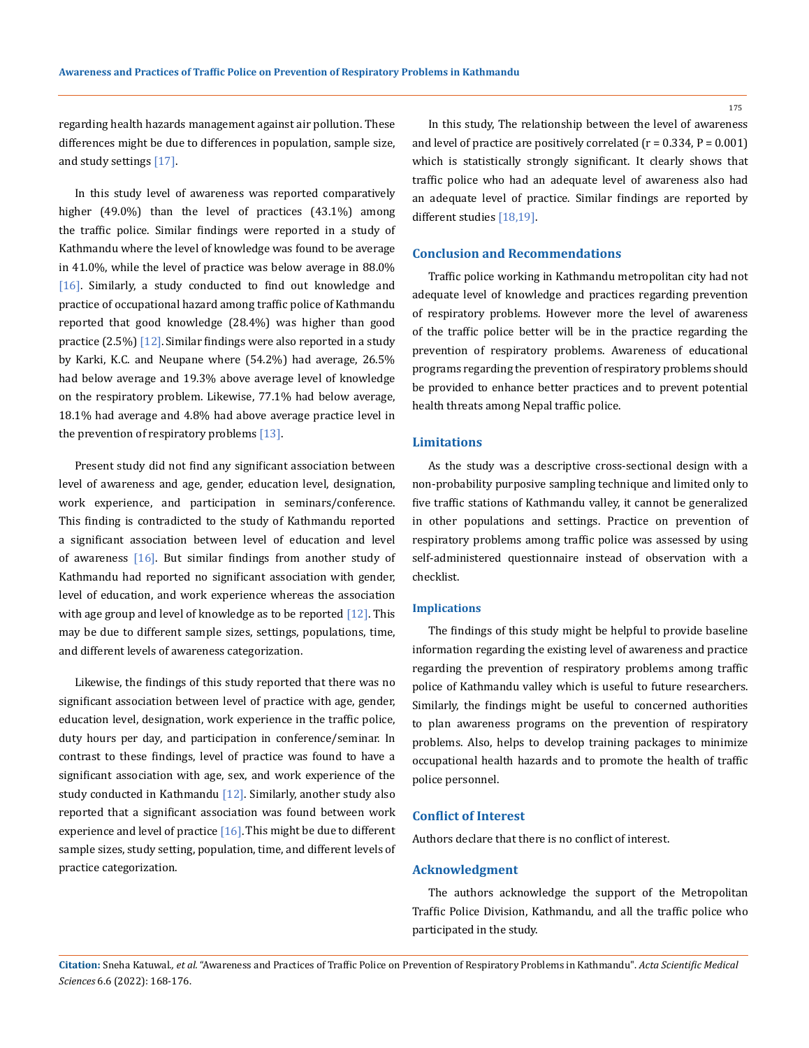regarding health hazards management against air pollution. These differences might be due to differences in population, sample size, and study settings [17].

In this study level of awareness was reported comparatively higher (49.0%) than the level of practices (43.1%) among the traffic police. Similar findings were reported in a study of Kathmandu where the level of knowledge was found to be average in 41.0%, while the level of practice was below average in 88.0% [16]. Similarly, a study conducted to find out knowledge and practice of occupational hazard among traffic police of Kathmandu reported that good knowledge (28.4%) was higher than good practice (2.5%) [12]. Similar findings were also reported in a study by Karki, K.C. and Neupane where (54.2%) had average, 26.5% had below average and 19.3% above average level of knowledge on the respiratory problem. Likewise, 77.1% had below average, 18.1% had average and 4.8% had above average practice level in the prevention of respiratory problems [13].

Present study did not find any significant association between level of awareness and age, gender, education level, designation, work experience, and participation in seminars/conference. This finding is contradicted to the study of Kathmandu reported a significant association between level of education and level of awareness [16]. But similar findings from another study of Kathmandu had reported no significant association with gender, level of education, and work experience whereas the association with age group and level of knowledge as to be reported [12]. This may be due to different sample sizes, settings, populations, time, and different levels of awareness categorization.

Likewise, the findings of this study reported that there was no significant association between level of practice with age, gender, education level, designation, work experience in the traffic police, duty hours per day, and participation in conference/seminar. In contrast to these findings, level of practice was found to have a significant association with age, sex, and work experience of the study conducted in Kathmandu [12]. Similarly, another study also reported that a significant association was found between work experience and level of practice [16]. This might be due to different sample sizes, study setting, population, time, and different levels of practice categorization.

In this study, The relationship between the level of awareness and level of practice are positively correlated ($r = 0.334$, $P = 0.001$) which is statistically strongly significant. It clearly shows that traffic police who had an adequate level of awareness also had an adequate level of practice. Similar findings are reported by different studies [18,19].

## Conclusion and Recommendations

Traffic police working in Kathmandu metropolitan city had not adequate level of knowledge and practices regarding prevention of respiratory problems. However more the level of awareness of the traffic police better will be in the practice regarding the prevention of respiratory problems. Awareness of educational programs regarding the prevention of respiratory problems should be provided to enhance better practices and to prevent potential health threats among Nepal traffic police.

## Limitations

As the study was a descriptive cross-sectional design with a non-probability purposive sampling technique and limited only to five traffic stations of Kathmandu valley, it cannot be generalized in other populations and settings. Practice on prevention of respiratory problems among traffic police was assessed by using self-administered questionnaire instead of observation with a checklist.

### Implications

The findings of this study might be helpful to provide baseline information regarding the existing level of awareness and practice regarding the prevention of respiratory problems among traffic police of Kathmandu valley which is useful to future researchers. Similarly, the findings might be useful to concerned authorities to plan awareness programs on the prevention of respiratory problems. Also, helps to develop training packages to minimize occupational health hazards and to promote the health of traffic police personnel.

## Conflict of Interest

Authors declare that there is no conflict of interest.

## Acknowledgment

The authors acknowledge the support of the Metropolitan Traffic Police Division, Kathmandu, and all the traffic police who participated in the study.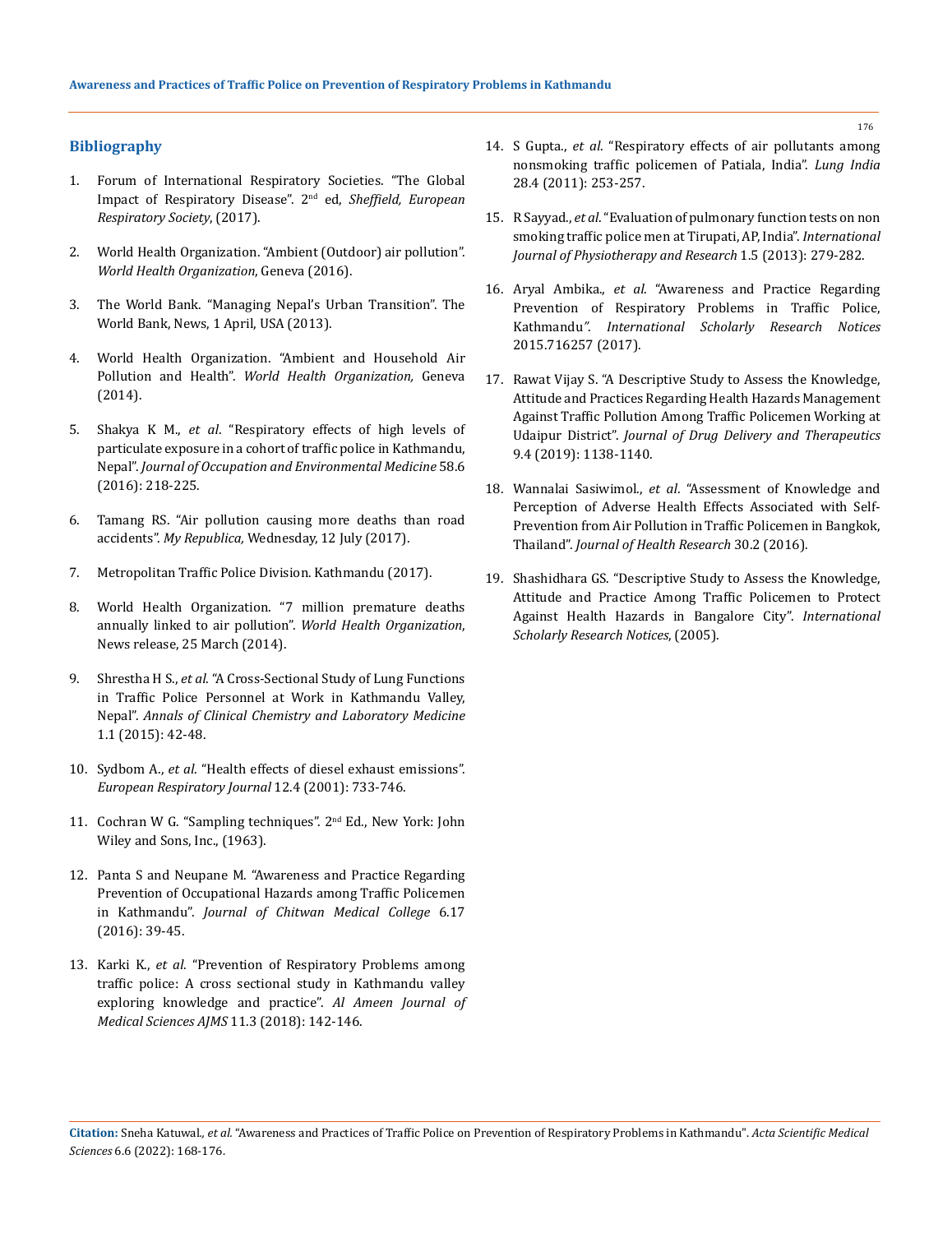## Bibliography

1. Forum of International Respiratory Societies. "The Global Impact of Respiratory Disease". 2nd ed, *Sheffield, European Respiratory Society*, (2017).
2. World Health Organization. "Ambient (Outdoor) air pollution". *World Health Organization*, Geneva (2016).
3. The World Bank. "Managing Nepal's Urban Transition". The World Bank, News, 1 April, USA (2013).
4. World Health Organization. "Ambient and Household Air Pollution and Health". *World Health Organization,* Geneva (2014).
5. Shakya K M., *et al*. "Respiratory effects of high levels of particulate exposure in a cohort of traffic police in Kathmandu, Nepal". *Journal of Occupation and Environmental Medicine* 58.6 (2016): 218-225.
6. Tamang RS. "Air pollution causing more deaths than road accidents". *My Republica,* Wednesday, 12 July (2017).
7. Metropolitan Traffic Police Division. Kathmandu (2017).
8. World Health Organization. "7 million premature deaths annually linked to air pollution". *World Health Organization*, News release, 25 March (2014).
9. Shrestha H S., *et al.* "A Cross-Sectional Study of Lung Functions in Traffic Police Personnel at Work in Kathmandu Valley, Nepal". *Annals of Clinical Chemistry and Laboratory Medicine* 1.1 (2015): 42-48.
10. Sydbom A., *et al*. "Health effects of diesel exhaust emissions". *European Respiratory Journal* 12.4 (2001): 733-746.
11. Cochran W G. "Sampling techniques". 2nd Ed., New York: John Wiley and Sons, Inc., (1963).
12. Panta S and Neupane M. "Awareness and Practice Regarding Prevention of Occupational Hazards among Traffic Policemen in Kathmandu". *Journal of Chitwan Medical College* 6.17 (2016): 39-45.
13. Karki K., *et al*. "Prevention of Respiratory Problems among traffic police: A cross sectional study in Kathmandu valley exploring knowledge and practice". *Al Ameen Journal of Medical Sciences AJMS* 11.3 (2018): 142-146.
14. S Gupta., *et al*. "Respiratory effects of air pollutants among nonsmoking traffic policemen of Patiala, India". *Lung India* 28.4 (2011): 253-257.
15. R Sayyad., *et al*. "Evaluation of pulmonary function tests on non smoking traffic police men at Tirupati, AP, India". *International Journal of Physiotherapy and Research* 1.5 (2013): 279-282.
16. Aryal Ambika., *et al*. "Awareness and Practice Regarding Prevention of Respiratory Problems in Traffic Police, Kathmandu". *International Scholarly Research Notices* 2015.716257 (2017).
17. Rawat Vijay S. "A Descriptive Study to Assess the Knowledge, Attitude and Practices Regarding Health Hazards Management Against Traffic Pollution Among Traffic Policemen Working at Udaipur District". *Journal of Drug Delivery and Therapeutics* 9.4 (2019): 1138-1140.
18. Wannalai Sasiwimol., *et al*. "Assessment of Knowledge and Perception of Adverse Health Effects Associated with Self-Prevention from Air Pollution in Traffic Policemen in Bangkok, Thailand". *Journal of Health Research* 30.2 (2016).
19. Shashidhara GS. "Descriptive Study to Assess the Knowledge, Attitude and Practice Among Traffic Policemen to Protect Against Health Hazards in Bangalore City". *International Scholarly Research Notices*, (2005).